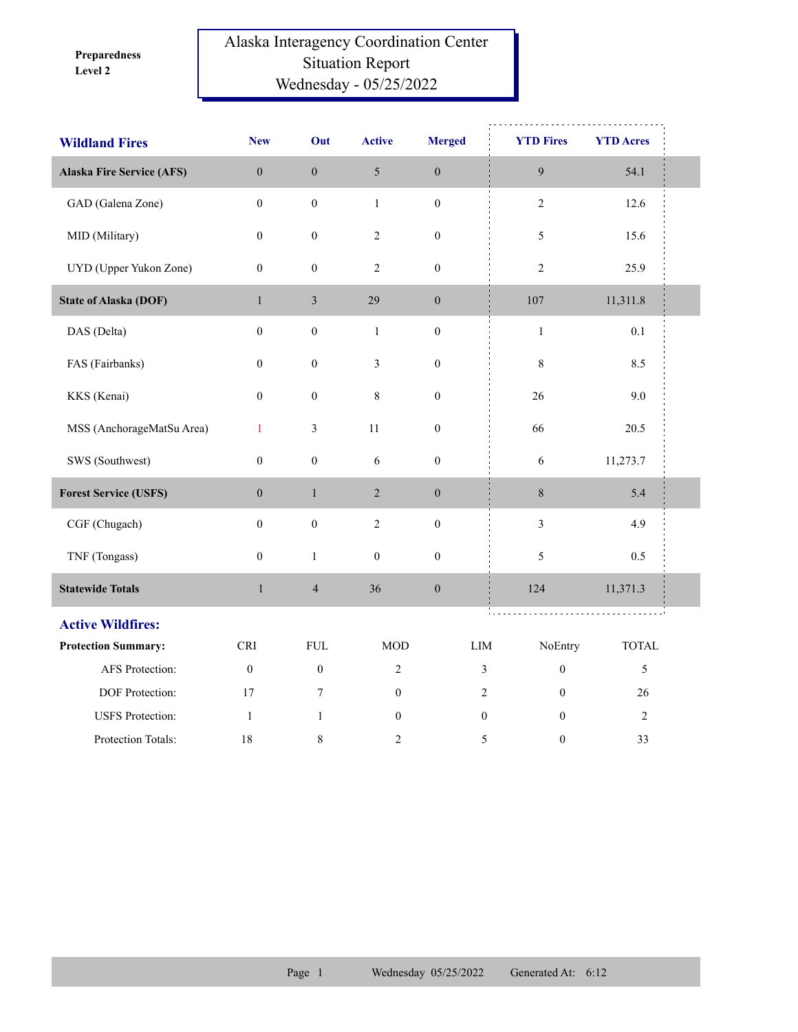Preparedness Level 2

# Alaska Interagency Coordination Center
## Situation Report
## Wednesday - 05/25/2022

| Wildland Fires | New | Out | Active | Merged | YTD Fires | YTD Acres |
|---|---|---|---|---|---|---|
| **Alaska Fire Service (AFS)** | 0 | 0 | 5 | 0 | 9 | 54.1 |
| GAD (Galena Zone) | 0 | 0 | 1 | 0 | 2 | 12.6 |
| MID (Military) | 0 | 0 | 2 | 0 | 5 | 15.6 |
| UYD (Upper Yukon Zone) | 0 | 0 | 2 | 0 | 2 | 25.9 |
| **State of Alaska (DOF)** | 1 | 3 | 29 | 0 | 107 | 11,311.8 |
| DAS (Delta) | 0 | 0 | 1 | 0 | 1 | 0.1 |
| FAS (Fairbanks) | 0 | 0 | 3 | 0 | 8 | 8.5 |
| KKS (Kenai) | 0 | 0 | 8 | 0 | 26 | 9.0 |
| MSS (AnchorageMatSu Area) | 1 | 3 | 11 | 0 | 66 | 20.5 |
| SWS (Southwest) | 0 | 0 | 6 | 0 | 6 | 11,273.7 |
| **Forest Service (USFS)** | 0 | 1 | 2 | 0 | 8 | 5.4 |
| CGF (Chugach) | 0 | 0 | 2 | 0 | 3 | 4.9 |
| TNF (Tongass) | 0 | 1 | 0 | 0 | 5 | 0.5 |
| **Statewide Totals** | 1 | 4 | 36 | 0 | 124 | 11,371.3 |

## Active Wildfires:

| Protection Summary: | CRI | FUL | MOD | LIM | NoEntry | TOTAL |
|---|---|---|---|---|---|---|
| AFS Protection: | 0 | 0 | 2 | 3 | 0 | 5 |
| DOF Protection: | 17 | 7 | 0 | 2 | 0 | 26 |
| USFS Protection: | 1 | 1 | 0 | 0 | 0 | 2 |
| Protection Totals: | 18 | 8 | 2 | 5 | 0 | 33 |

Wednesday 05/25/2022 Generated At: 6:12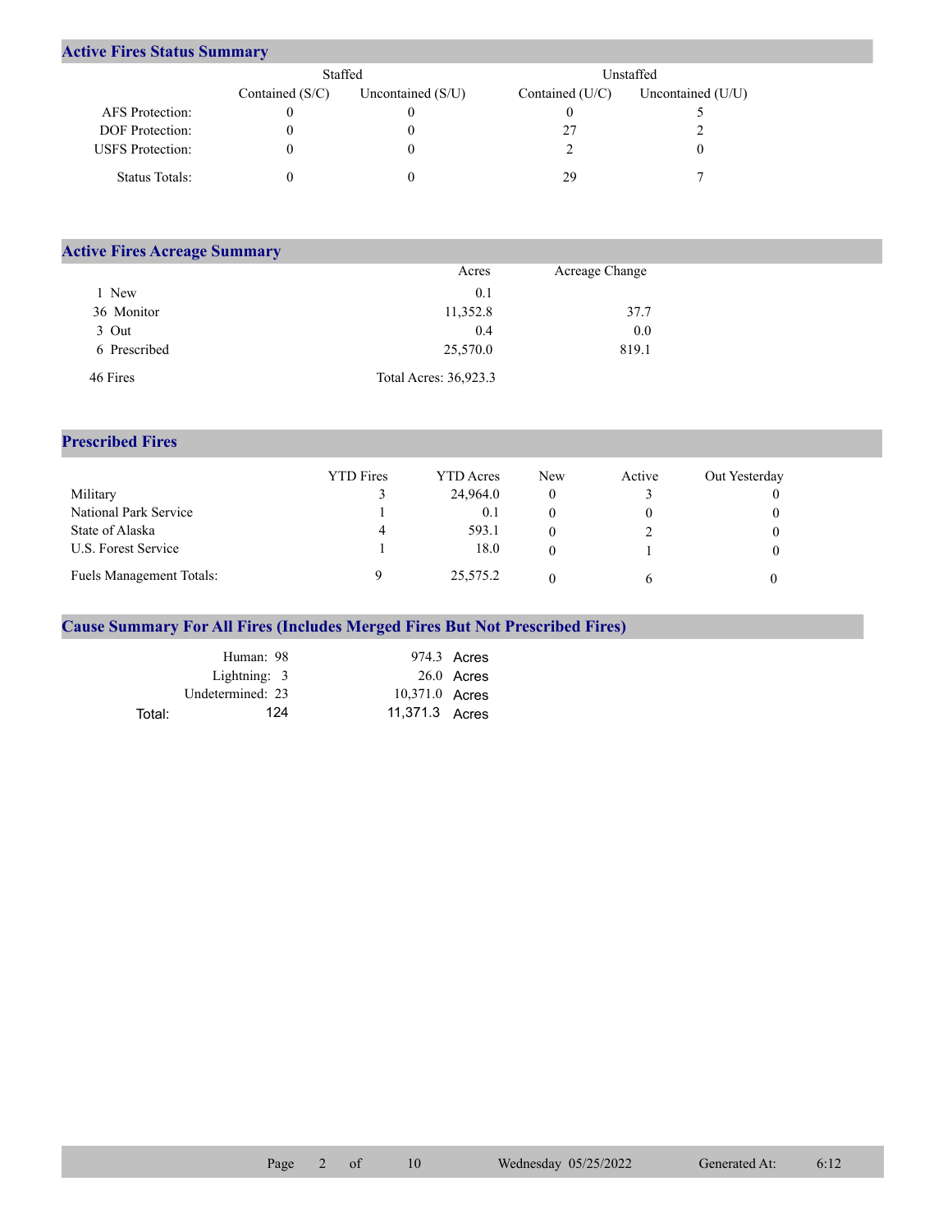## Active Fires Status Summary

| | Staffed | | Unstaffed | |
|---|---|---|---|---|
| | Contained (S/C) | Uncontained (S/U) | Contained (U/C) | Uncontained (U/U) |
| AFS Protection: | 0 | 0 | 0 | 5 |
| DOF Protection: | 0 | 0 | 27 | 2 |
| USFS Protection: | 0 | 0 | 2 | 0 |
| Status Totals: | 0 | 0 | 29 | 7 |

## Active Fires Acreage Summary

| | Acres | Acreage Change |
|---|---|---|
| 1 New | 0.1 | |
| 36 Monitor | 11,352.8 | 37.7 |
| 3 Out | 0.4 | 0.0 |
| 6 Prescribed | 25,570.0 | 819.1 |
| 46 Fires | Total Acres: 36,923.3 | |

## Prescribed Fires

| | YTD Fires | YTD Acres | New | Active | Out Yesterday |
|---|---|---|---|---|---|
| Military | 3 | 24,964.0 | 0 | 3 | 0 |
| National Park Service | 1 | 0.1 | 0 | 0 | 0 |
| State of Alaska | 4 | 593.1 | 0 | 2 | 0 |
| U.S. Forest Service | 1 | 18.0 | 0 | 1 | 0 |
| Fuels Management Totals: | 9 | 25,575.2 | 0 | 6 | 0 |

## Cause Summary For All Fires (Includes Merged Fires But Not Prescribed Fires)

| | | |
|---|---|---|
| Human: | 98 | 974.3 Acres |
| Lightning: | 3 | 26.0 Acres |
| Undetermined: | 23 | 10,371.0 Acres |
| Total: | 124 | 11,371.3 Acres |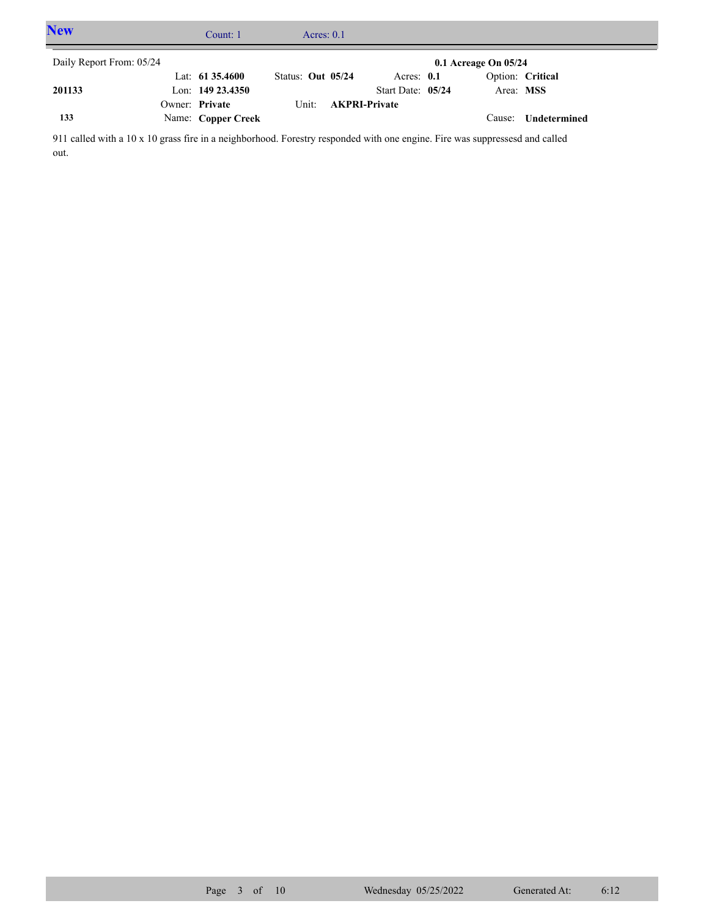## New

Count: 1 Acres: 0.1

Daily Report From: 05/24

**0.1 Acreage On 05/24**

| | | | | |
|---|---|---|---|---|
| | Lat: **61 35.4600** | Status: **Out 05/24** | Acres: **0.1** | Option: **Critical** |
| **201133** | Lon: **149 23.4350** | | Start Date: **05/24** | Area: **MSS** |
| | Owner: **Private** | Unit: **AKPRI-Private** | | |
| **133** | Name: **Copper Creek** | | | Cause: **Undetermined** |

911 called with a 10 x 10 grass fire in a neighborhood. Forestry responded with one engine. Fire was suppressesd and called out.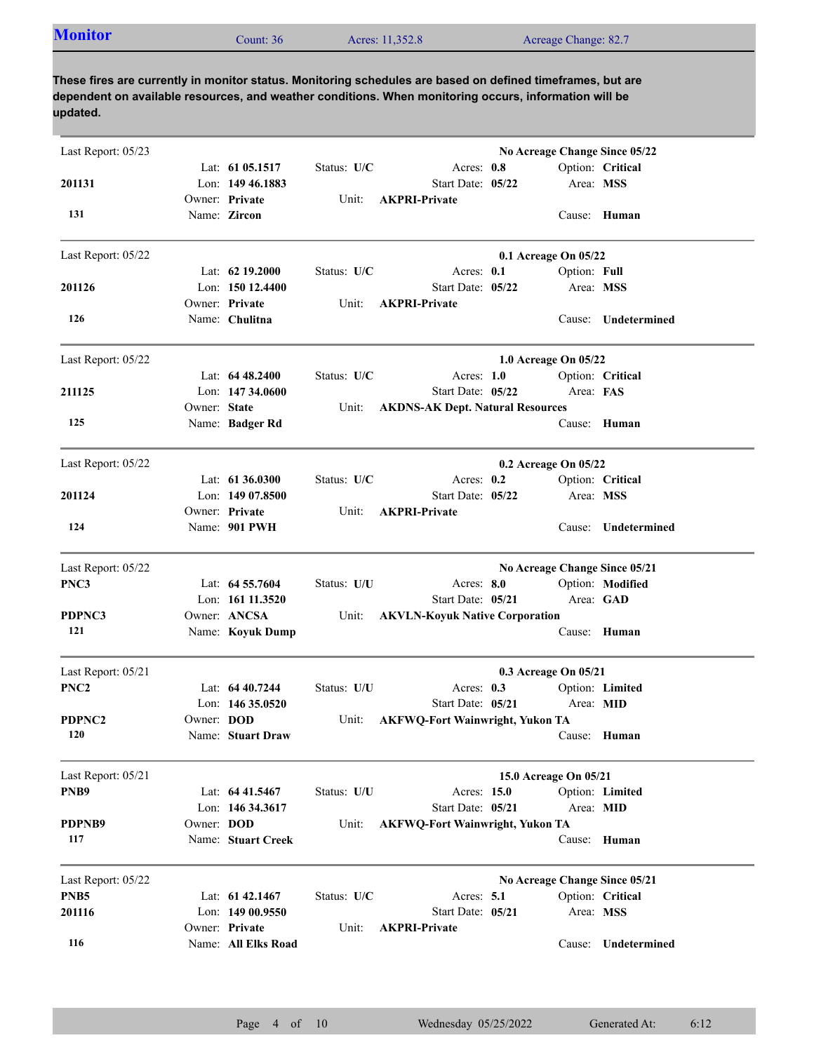## Monitor

Count: 36 | Acres: 11,352.8 | Acreage Change: 82.7

**These fires are currently in monitor status. Monitoring schedules are based on defined timeframes, but are dependent on available resources, and weather conditions. When monitoring occurs, information will be updated.**

---

Last Report: 05/23 — **No Acreage Change Since 05/22**

**201131**
**131**

Lat: **61 05.1517** | Lon: **149 46.1883** | Owner: **Private** | Name: **Zircon**
Status: **U/C** | Unit: **AKPRI-Private**
Acres: **0.8** | Start Date: **05/22**
Option: **Critical** | Area: **MSS** | Cause: **Human**

---

Last Report: 05/22 — **0.1 Acreage On 05/22**

**201126**
**126**

Lat: **62 19.2000** | Lon: **150 12.4400** | Owner: **Private** | Name: **Chulitna**
Status: **U/C** | Unit: **AKPRI-Private**
Acres: **0.1** | Start Date: **05/22**
Option: **Full** | Area: **MSS** | Cause: **Undetermined**

---

Last Report: 05/22 — **1.0 Acreage On 05/22**

**211125**
**125**

Lat: **64 48.2400** | Lon: **147 34.0600** | Owner: **State** | Name: **Badger Rd**
Status: **U/C** | Unit: **AKDNS-AK Dept. Natural Resources**
Acres: **1.0** | Start Date: **05/22**
Option: **Critical** | Area: **FAS** | Cause: **Human**

---

Last Report: 05/22 — **0.2 Acreage On 05/22**

**201124**
**124**

Lat: **61 36.0300** | Lon: **149 07.8500** | Owner: **Private** | Name: **901 PWH**
Status: **U/C** | Unit: **AKPRI-Private**
Acres: **0.2** | Start Date: **05/22**
Option: **Critical** | Area: **MSS** | Cause: **Undetermined**

---

Last Report: 05/22 — **No Acreage Change Since 05/21**

**PNC3**
**PDPNC3**
**121**

Lat: **64 55.7604** | Lon: **161 11.3520** | Owner: **ANCSA** | Name: **Koyuk Dump**
Status: **U/U** | Unit: **AKVLN-Koyuk Native Corporation**
Acres: **8.0** | Start Date: **05/21**
Option: **Modified** | Area: **GAD** | Cause: **Human**

---

Last Report: 05/21 — **0.3 Acreage On 05/21**

**PNC2**
**PDPNC2**
**120**

Lat: **64 40.7244** | Lon: **146 35.0520** | Owner: **DOD** | Name: **Stuart Draw**
Status: **U/U** | Unit: **AKFWQ-Fort Wainwright, Yukon TA**
Acres: **0.3** | Start Date: **05/21**
Option: **Limited** | Area: **MID** | Cause: **Human**

---

Last Report: 05/21 — **15.0 Acreage On 05/21**

**PNB9**
**PDPNB9**
**117**

Lat: **64 41.5467** | Lon: **146 34.3617** | Owner: **DOD** | Name: **Stuart Creek**
Status: **U/U** | Unit: **AKFWQ-Fort Wainwright, Yukon TA**
Acres: **15.0** | Start Date: **05/21**
Option: **Limited** | Area: **MID** | Cause: **Human**

---

Last Report: 05/22 — **No Acreage Change Since 05/21**

**PNB5**
**201116**
**116**

Lat: **61 42.1467** | Lon: **149 00.9550** | Owner: **Private** | Name: **All Elks Road**
Status: **U/C** | Unit: **AKPRI-Private**
Acres: **5.1** | Start Date: **05/21**
Option: **Critical** | Area: **MSS** | Cause: **Undetermined**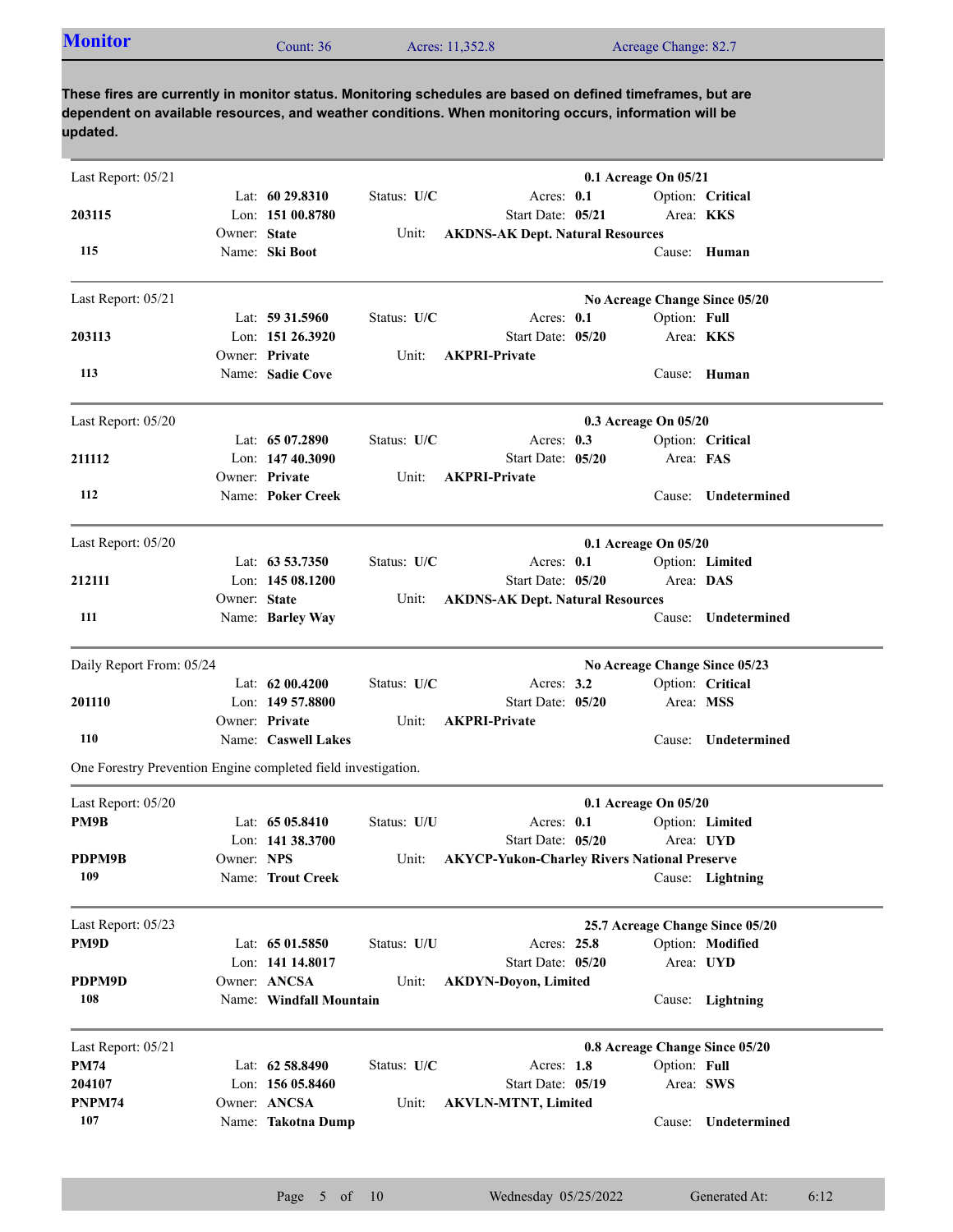## Monitor

Count: 36 | Acres: 11,352.8 | Acreage Change: 82.7

**These fires are currently in monitor status. Monitoring schedules are based on defined timeframes, but are dependent on available resources, and weather conditions. When monitoring occurs, information will be updated.**

---

Last Report: 05/21 — **0.1 Acreage On 05/21**

**203115**
**115**

Lat: **60 29.8310** | Status: **U/C** | Acres: **0.1** | Option: **Critical**
Lon: **151 00.8780** | Start Date: **05/21** | Area: **KKS**
Owner: **State** | Unit: **AKDNS-AK Dept. Natural Resources**
Name: **Ski Boot** | Cause: **Human**

---

Last Report: 05/21 — **No Acreage Change Since 05/20**

**203113**
**113**

Lat: **59 31.5960** | Status: **U/C** | Acres: **0.1** | Option: **Full**
Lon: **151 26.3920** | Start Date: **05/20** | Area: **KKS**
Owner: **Private** | Unit: **AKPRI-Private**
Name: **Sadie Cove** | Cause: **Human**

---

Last Report: 05/20 — **0.3 Acreage On 05/20**

**211112**
**112**

Lat: **65 07.2890** | Status: **U/C** | Acres: **0.3** | Option: **Critical**
Lon: **147 40.3090** | Start Date: **05/20** | Area: **FAS**
Owner: **Private** | Unit: **AKPRI-Private**
Name: **Poker Creek** | Cause: **Undetermined**

---

Last Report: 05/20 — **0.1 Acreage On 05/20**

**212111**
**111**

Lat: **63 53.7350** | Status: **U/C** | Acres: **0.1** | Option: **Limited**
Lon: **145 08.1200** | Start Date: **05/20** | Area: **DAS**
Owner: **State** | Unit: **AKDNS-AK Dept. Natural Resources**
Name: **Barley Way** | Cause: **Undetermined**

---

Daily Report From: 05/24 — **No Acreage Change Since 05/23**

**201110**
**110**

Lat: **62 00.4200** | Status: **U/C** | Acres: **3.2** | Option: **Critical**
Lon: **149 57.8800** | Start Date: **05/20** | Area: **MSS**
Owner: **Private** | Unit: **AKPRI-Private**
Name: **Caswell Lakes** | Cause: **Undetermined**

One Forestry Prevention Engine completed field investigation.

---

Last Report: 05/20 — **0.1 Acreage On 05/20**

**PM9B**
**PDPM9B**
**109**

Lat: **65 05.8410** | Status: **U/U** | Acres: **0.1** | Option: **Limited**
Lon: **141 38.3700** | Start Date: **05/20** | Area: **UYD**
Owner: **NPS** | Unit: **AKYCP-Yukon-Charley Rivers National Preserve**
Name: **Trout Creek** | Cause: **Lightning**

---

Last Report: 05/23 — **25.7 Acreage Change Since 05/20**

**PM9D**
**PDPM9D**
**108**

Lat: **65 01.5850** | Status: **U/U** | Acres: **25.8** | Option: **Modified**
Lon: **141 14.8017** | Start Date: **05/20** | Area: **UYD**
Owner: **ANCSA** | Unit: **AKDYN-Doyon, Limited**
Name: **Windfall Mountain** | Cause: **Lightning**

---

Last Report: 05/21 — **0.8 Acreage Change Since 05/20**

**PM74**
**204107**
**PNPM74**
**107**

Lat: **62 58.8490** | Status: **U/C** | Acres: **1.8** | Option: **Full**
Lon: **156 05.8460** | Start Date: **05/19** | Area: **SWS**
Owner: **ANCSA** | Unit: **AKVLN-MTNT, Limited**
Name: **Takotna Dump** | Cause: **Undetermined**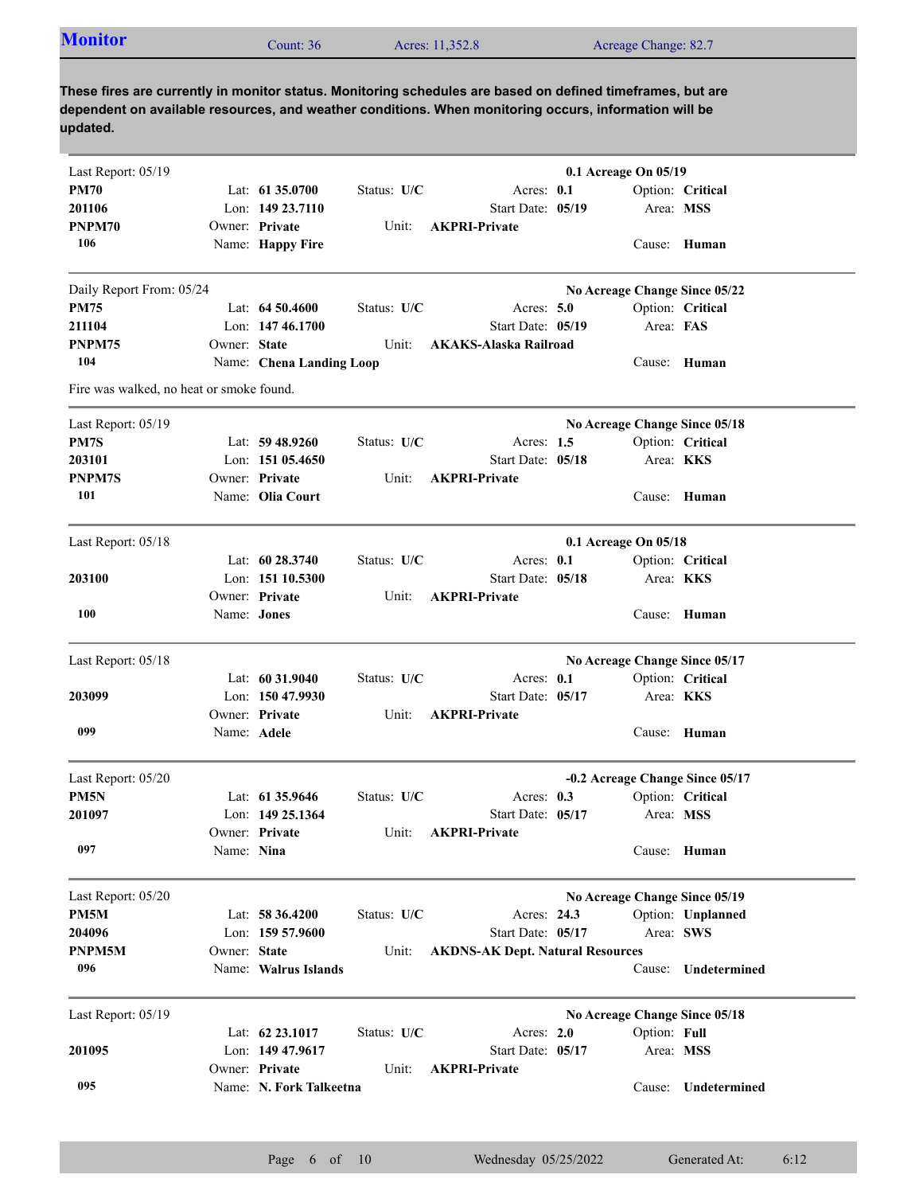## Monitor

Count: 36 | Acres: 11,352.8 | Acreage Change: 82.7

**These fires are currently in monitor status. Monitoring schedules are based on defined timeframes, but are dependent on available resources, and weather conditions. When monitoring occurs, information will be updated.**

---

Last Report: 05/19 — **0.1 Acreage On 05/19**

| | | | |
|---|---|---|---|
| **PM70** | Lat: **61 35.0700** | Status: **U/C** | Acres: **0.1** | 
| **201106** | Lon: **149 23.7110** | Start Date: **05/19** | Option: **Critical** |
| **PNPM70** | Owner: **Private** | Unit: **AKPRI-Private** | Area: **MSS** |
| **106** | Name: **Happy Fire** | | Cause: **Human** |

---

Daily Report From: 05/24 — **No Acreage Change Since 05/22**

| | | | |
|---|---|---|---|
| **PM75** | Lat: **64 50.4600** | Status: **U/C** | Acres: **5.0** |
| **211104** | Lon: **147 46.1700** | Start Date: **05/19** | Option: **Critical** |
| **PNPM75** | Owner: **State** | Unit: **AKAKS-Alaska Railroad** | Area: **FAS** |
| **104** | Name: **Chena Landing Loop** | | Cause: **Human** |

Fire was walked, no heat or smoke found.

---

Last Report: 05/19 — **No Acreage Change Since 05/18**

| | | | |
|---|---|---|---|
| **PM7S** | Lat: **59 48.9260** | Status: **U/C** | Acres: **1.5** |
| **203101** | Lon: **151 05.4650** | Start Date: **05/18** | Option: **Critical** |
| **PNPM7S** | Owner: **Private** | Unit: **AKPRI-Private** | Area: **KKS** |
| **101** | Name: **Olia Court** | | Cause: **Human** |

---

Last Report: 05/18 — **0.1 Acreage On 05/18**

| | | | |
|---|---|---|---|
| | Lat: **60 28.3740** | Status: **U/C** | Acres: **0.1** |
| **203100** | Lon: **151 10.5300** | Start Date: **05/18** | Option: **Critical** |
| | Owner: **Private** | Unit: **AKPRI-Private** | Area: **KKS** |
| **100** | Name: **Jones** | | Cause: **Human** |

---

Last Report: 05/18 — **No Acreage Change Since 05/17**

| | | | |
|---|---|---|---|
| | Lat: **60 31.9040** | Status: **U/C** | Acres: **0.1** |
| **203099** | Lon: **150 47.9930** | Start Date: **05/17** | Option: **Critical** |
| | Owner: **Private** | Unit: **AKPRI-Private** | Area: **KKS** |
| **099** | Name: **Adele** | | Cause: **Human** |

---

Last Report: 05/20 — **-0.2 Acreage Change Since 05/17**

| | | | |
|---|---|---|---|
| **PM5N** | Lat: **61 35.9646** | Status: **U/C** | Acres: **0.3** |
| **201097** | Lon: **149 25.1364** | Start Date: **05/17** | Option: **Critical** |
| | Owner: **Private** | Unit: **AKPRI-Private** | Area: **MSS** |
| **097** | Name: **Nina** | | Cause: **Human** |

---

Last Report: 05/20 — **No Acreage Change Since 05/19**

| | | | |
|---|---|---|---|
| **PM5M** | Lat: **58 36.4200** | Status: **U/C** | Acres: **24.3** |
| **204096** | Lon: **159 57.9600** | Start Date: **05/17** | Option: **Unplanned** |
| **PNPM5M** | Owner: **State** | Unit: **AKDNS-AK Dept. Natural Resources** | Area: **SWS** |
| **096** | Name: **Walrus Islands** | | Cause: **Undetermined** |

---

Last Report: 05/19 — **No Acreage Change Since 05/18**

| | | | |
|---|---|---|---|
| | Lat: **62 23.1017** | Status: **U/C** | Acres: **2.0** |
| **201095** | Lon: **149 47.9617** | Start Date: **05/17** | Option: **Full** |
| | Owner: **Private** | Unit: **AKPRI-Private** | Area: **MSS** |
| **095** | Name: **N. Fork Talkeetna** | | Cause: **Undetermined** |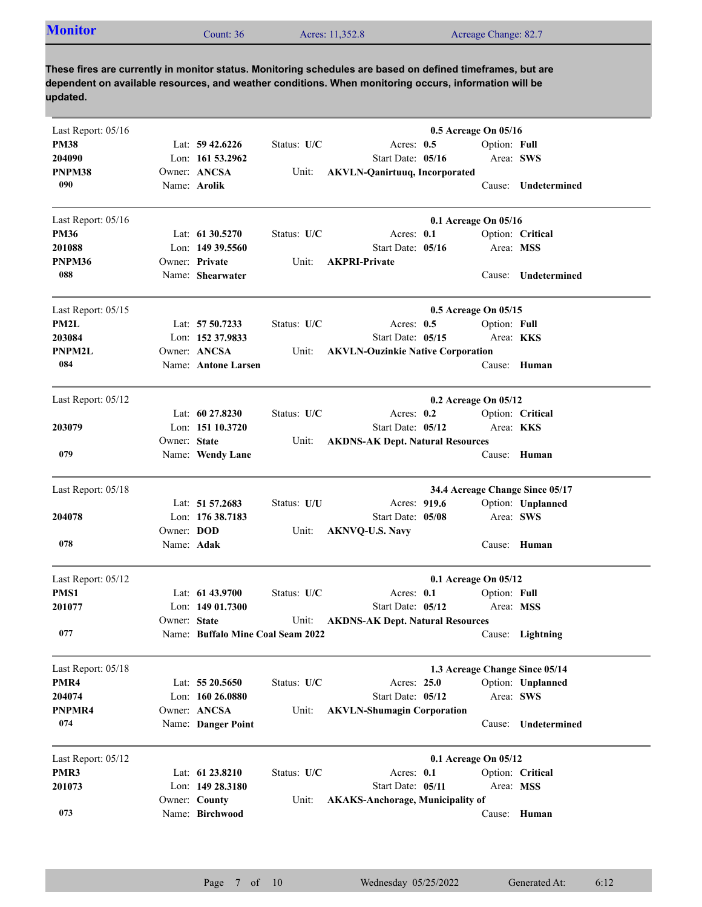## Monitor

Count: 36 | Acres: 11,352.8 | Acreage Change: 82.7

**These fires are currently in monitor status. Monitoring schedules are based on defined timeframes, but are dependent on available resources, and weather conditions. When monitoring occurs, information will be updated.**

---

Last Report: 05/16 — **0.5 Acreage On 05/16**

**PM38**
**204090**
**PNPM38**
**090**

Lat: **59 42.6226** | Lon: **161 53.2962** | Owner: **ANCSA** | Name: **Arolik**
Status: **U/C** | Unit: **AKVLN-Qanirtuuq, Incorporated**
Acres: **0.5** | Start Date: **05/16**
Option: **Full** | Area: **SWS** | Cause: **Undetermined**

---

Last Report: 05/16 — **0.1 Acreage On 05/16**

**PM36**
**201088**
**PNPM36**
**088**

Lat: **61 30.5270** | Lon: **149 39.5560** | Owner: **Private** | Name: **Shearwater**
Status: **U/C** | Unit: **AKPRI-Private**
Acres: **0.1** | Start Date: **05/16**
Option: **Critical** | Area: **MSS** | Cause: **Undetermined**

---

Last Report: 05/15 — **0.5 Acreage On 05/15**

**PM2L**
**203084**
**PNPM2L**
**084**

Lat: **57 50.7233** | Lon: **152 37.9833** | Owner: **ANCSA** | Name: **Antone Larsen**
Status: **U/C** | Unit: **AKVLN-Ouzinkie Native Corporation**
Acres: **0.5** | Start Date: **05/15**
Option: **Full** | Area: **KKS** | Cause: **Human**

---

Last Report: 05/12 — **0.2 Acreage On 05/12**

**203079**
**079**

Lat: **60 27.8230** | Lon: **151 10.3720** | Owner: **State** | Name: **Wendy Lane**
Status: **U/C** | Unit: **AKDNS-AK Dept. Natural Resources**
Acres: **0.2** | Start Date: **05/12**
Option: **Critical** | Area: **KKS** | Cause: **Human**

---

Last Report: 05/18 — **34.4 Acreage Change Since 05/17**

**204078**
**078**

Lat: **51 57.2683** | Lon: **176 38.7183** | Owner: **DOD** | Name: **Adak**
Status: **U/U** | Unit: **AKNVQ-U.S. Navy**
Acres: **919.6** | Start Date: **05/08**
Option: **Unplanned** | Area: **SWS** | Cause: **Human**

---

Last Report: 05/12 — **0.1 Acreage On 05/12**

**PMS1**
**201077**
**077**

Lat: **61 43.9700** | Lon: **149 01.7300** | Owner: **State** | Name: **Buffalo Mine Coal Seam 2022**
Status: **U/C** | Unit: **AKDNS-AK Dept. Natural Resources**
Acres: **0.1** | Start Date: **05/12**
Option: **Full** | Area: **MSS** | Cause: **Lightning**

---

Last Report: 05/18 — **1.3 Acreage Change Since 05/14**

**PMR4**
**204074**
**PNPMR4**
**074**

Lat: **55 20.5650** | Lon: **160 26.0880** | Owner: **ANCSA** | Name: **Danger Point**
Status: **U/C** | Unit: **AKVLN-Shumagin Corporation**
Acres: **25.0** | Start Date: **05/12**
Option: **Unplanned** | Area: **SWS** | Cause: **Undetermined**

---

Last Report: 05/12 — **0.1 Acreage On 05/12**

**PMR3**
**201073**
**073**

Lat: **61 23.8210** | Lon: **149 28.3180** | Owner: **County** | Name: **Birchwood**
Status: **U/C** | Unit: **AKAKS-Anchorage, Municipality of**
Acres: **0.1** | Start Date: **05/11**
Option: **Critical** | Area: **MSS** | Cause: **Human**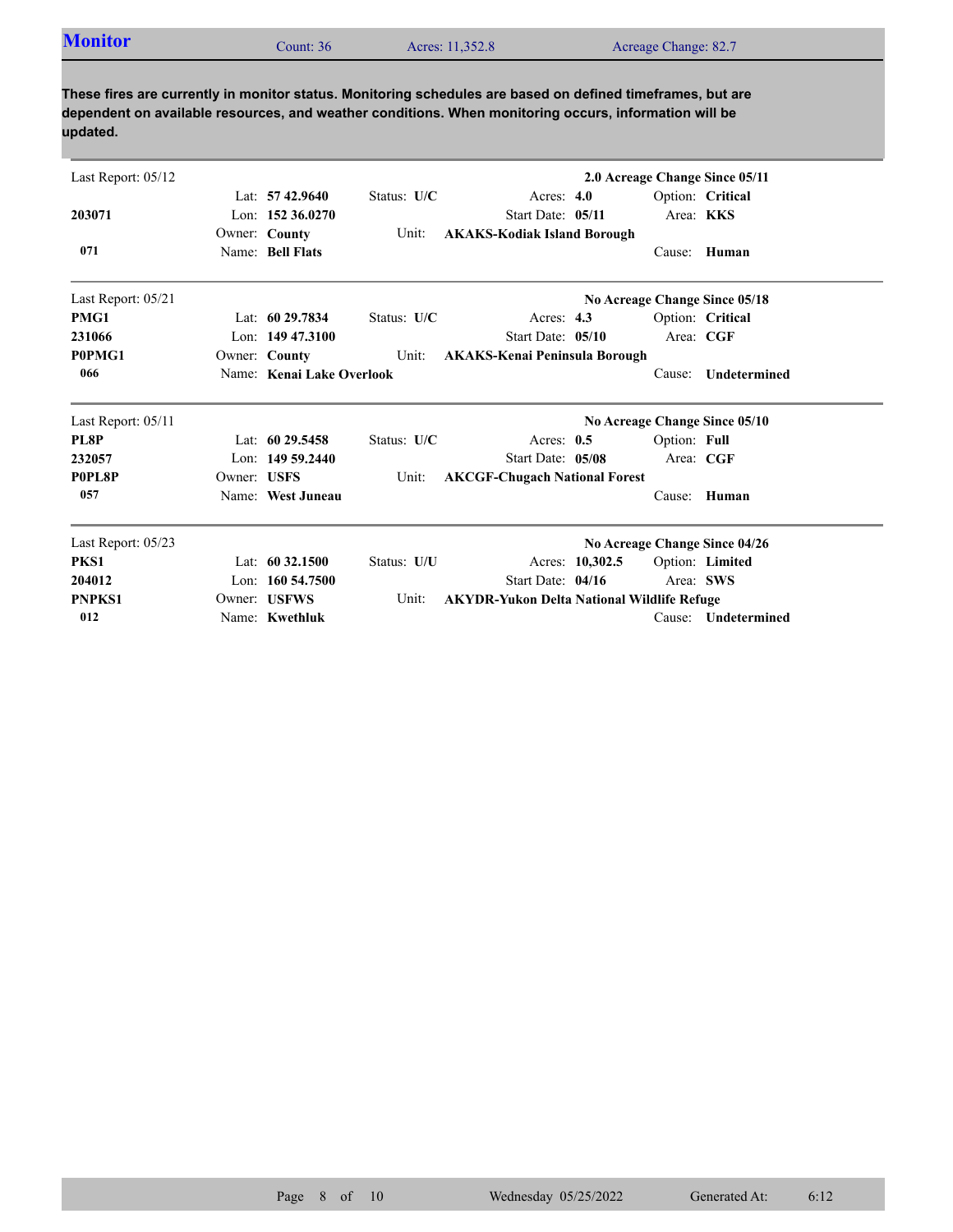## Monitor

Count: 36 | Acres: 11,352.8 | Acreage Change: 82.7

**These fires are currently in monitor status. Monitoring schedules are based on defined timeframes, but are dependent on available resources, and weather conditions. When monitoring occurs, information will be updated.**

---

Last Report: 05/12 — **2.0 Acreage Change Since 05/11**

| | | | | |
|---|---|---|---|---|
| | Lat: **57 42.9640** | Status: **U/C** | Acres: **4.0** | Option: **Critical** |
| **203071** | Lon: **152 36.0270** | | Start Date: **05/11** | Area: **KKS** |
| | Owner: **County** | Unit: **AKAKS-Kodiak Island Borough** | | |
| **071** | Name: **Bell Flats** | | | Cause: **Human** |

---

Last Report: 05/21 — **No Acreage Change Since 05/18**

| | | | | |
|---|---|---|---|---|
| **PMG1** | Lat: **60 29.7834** | Status: **U/C** | Acres: **4.3** | Option: **Critical** |
| **231066** | Lon: **149 47.3100** | | Start Date: **05/10** | Area: **CGF** |
| **P0PMG1** | Owner: **County** | Unit: **AKAKS-Kenai Peninsula Borough** | | |
| **066** | Name: **Kenai Lake Overlook** | | | Cause: **Undetermined** |

---

Last Report: 05/11 — **No Acreage Change Since 05/10**

| | | | | |
|---|---|---|---|---|
| **PL8P** | Lat: **60 29.5458** | Status: **U/C** | Acres: **0.5** | Option: **Full** |
| **232057** | Lon: **149 59.2440** | | Start Date: **05/08** | Area: **CGF** |
| **P0PL8P** | Owner: **USFS** | Unit: **AKCGF-Chugach National Forest** | | |
| **057** | Name: **West Juneau** | | | Cause: **Human** |

---

Last Report: 05/23 — **No Acreage Change Since 04/26**

| | | | | |
|---|---|---|---|---|
| **PKS1** | Lat: **60 32.1500** | Status: **U/U** | Acres: **10,302.5** | Option: **Limited** |
| **204012** | Lon: **160 54.7500** | | Start Date: **04/16** | Area: **SWS** |
| **PNPKS1** | Owner: **USFWS** | Unit: **AKYDR-Yukon Delta National Wildlife Refuge** | | |
| **012** | Name: **Kwethluk** | | | Cause: **Undetermined** |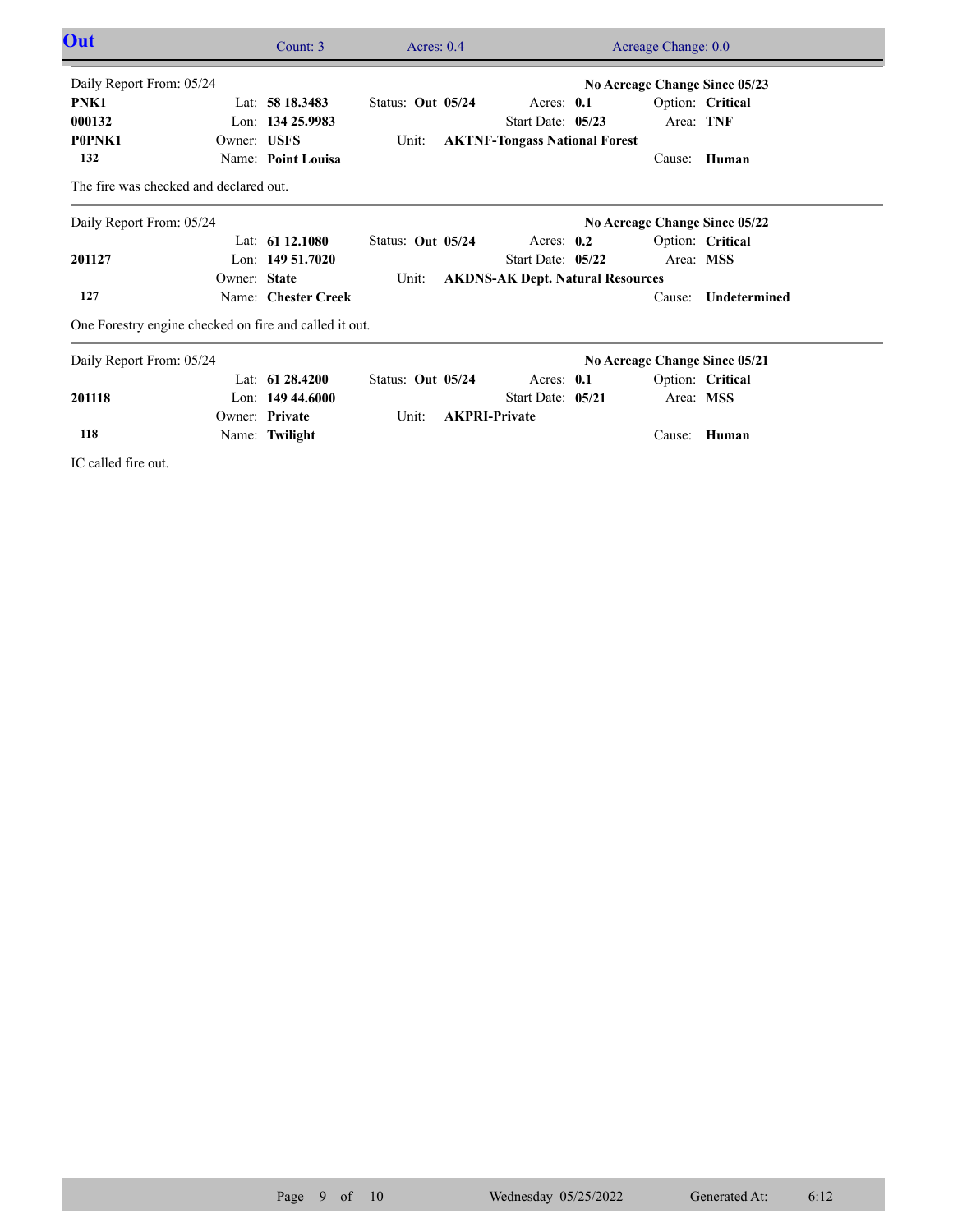## Out

Count: 3 | Acres: 0.4 | Acreage Change: 0.0

---

Daily Report From: 05/24 — **No Acreage Change Since 05/23**

| | | | | |
|---|---|---|---|---|
| **PNK1** | Lat: **58 18.3483** | Status: **Out 05/24** | Acres: **0.1** | Option: **Critical** |
| **000132** | Lon: **134 25.9983** | | Start Date: **05/23** | Area: **TNF** |
| **P0PNK1** | Owner: **USFS** | Unit: **AKTNF-Tongass National Forest** | | |
| **132** | Name: **Point Louisa** | | | Cause: **Human** |

The fire was checked and declared out.

---

Daily Report From: 05/24 — **No Acreage Change Since 05/22**

| | | | | |
|---|---|---|---|---|
| | Lat: **61 12.1080** | Status: **Out 05/24** | Acres: **0.2** | Option: **Critical** |
| **201127** | Lon: **149 51.7020** | | Start Date: **05/22** | Area: **MSS** |
| | Owner: **State** | Unit: **AKDNS-AK Dept. Natural Resources** | | |
| **127** | Name: **Chester Creek** | | | Cause: **Undetermined** |

One Forestry engine checked on fire and called it out.

---

Daily Report From: 05/24 — **No Acreage Change Since 05/21**

| | | | | |
|---|---|---|---|---|
| | Lat: **61 28.4200** | Status: **Out 05/24** | Acres: **0.1** | Option: **Critical** |
| **201118** | Lon: **149 44.6000** | | Start Date: **05/21** | Area: **MSS** |
| | Owner: **Private** | Unit: **AKPRI-Private** | | |
| **118** | Name: **Twilight** | | | Cause: **Human** |

IC called fire out.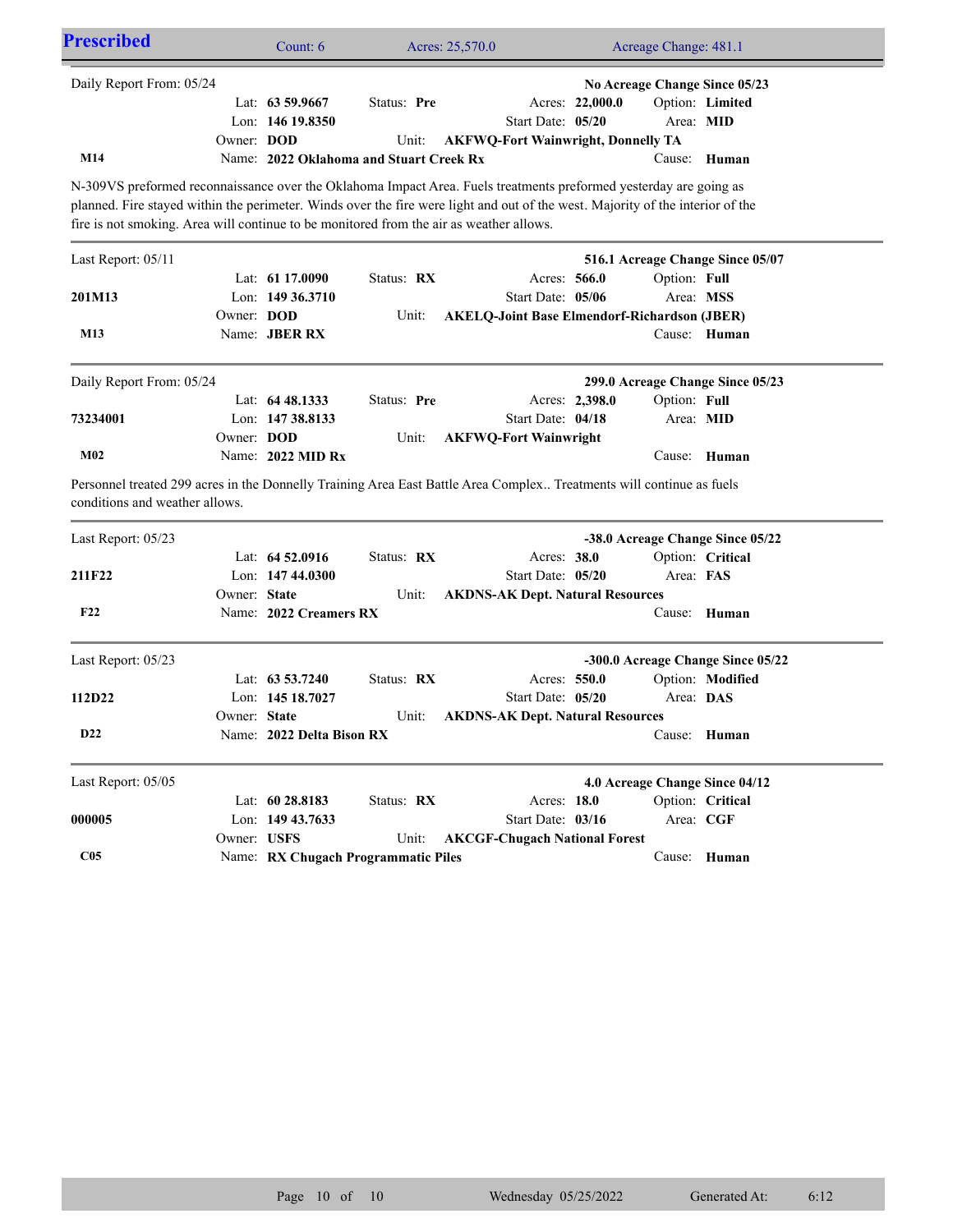## Prescribed

Count: 6 | Acres: 25,570.0 | Acreage Change: 481.1

---

Daily Report From: 05/24 — **No Acreage Change Since 05/23**

| | | | | | |
|---|---|---|---|---|---|
| | Lat: **63 59.9667** | Status: **Pre** | Acres: **22,000.0** | Option: **Limited** |
| | Lon: **146 19.8350** | | Start Date: **05/20** | Area: **MID** |
| | Owner: **DOD** | Unit: **AKFWQ-Fort Wainwright, Donnelly TA** | | |
| **M14** | Name: **2022 Oklahoma and Stuart Creek Rx** | | | Cause: **Human** |

N-309VS preformed reconnaissance over the Oklahoma Impact Area. Fuels treatments preformed yesterday are going as planned. Fire stayed within the perimeter. Winds over the fire were light and out of the west. Majority of the interior of the fire is not smoking. Area will continue to be monitored from the air as weather allows.

---

Last Report: 05/11 — **516.1 Acreage Change Since 05/07**

| | | | | | |
|---|---|---|---|---|---|
| | Lat: **61 17.0090** | Status: **RX** | Acres: **566.0** | Option: **Full** |
| **201M13** | Lon: **149 36.3710** | | Start Date: **05/06** | Area: **MSS** |
| | Owner: **DOD** | Unit: **AKELQ-Joint Base Elmendorf-Richardson (JBER)** | | |
| **M13** | Name: **JBER RX** | | | Cause: **Human** |

---

Daily Report From: 05/24 — **299.0 Acreage Change Since 05/23**

| | | | | | |
|---|---|---|---|---|---|
| | Lat: **64 48.1333** | Status: **Pre** | Acres: **2,398.0** | Option: **Full** |
| **73234001** | Lon: **147 38.8133** | | Start Date: **04/18** | Area: **MID** |
| | Owner: **DOD** | Unit: **AKFWQ-Fort Wainwright** | | |
| **M02** | Name: **2022 MID Rx** | | | Cause: **Human** |

Personnel treated 299 acres in the Donnelly Training Area East Battle Area Complex.. Treatments will continue as fuels conditions and weather allows.

---

Last Report: 05/23 — **-38.0 Acreage Change Since 05/22**

| | | | | | |
|---|---|---|---|---|---|
| | Lat: **64 52.0916** | Status: **RX** | Acres: **38.0** | Option: **Critical** |
| **211F22** | Lon: **147 44.0300** | | Start Date: **05/20** | Area: **FAS** |
| | Owner: **State** | Unit: **AKDNS-AK Dept. Natural Resources** | | |
| **F22** | Name: **2022 Creamers RX** | | | Cause: **Human** |

---

Last Report: 05/23 — **-300.0 Acreage Change Since 05/22**

| | | | | | |
|---|---|---|---|---|---|
| | Lat: **63 53.7240** | Status: **RX** | Acres: **550.0** | Option: **Modified** |
| **112D22** | Lon: **145 18.7027** | | Start Date: **05/20** | Area: **DAS** |
| | Owner: **State** | Unit: **AKDNS-AK Dept. Natural Resources** | | |
| **D22** | Name: **2022 Delta Bison RX** | | | Cause: **Human** |

---

Last Report: 05/05 — **4.0 Acreage Change Since 04/12**

| | | | | | |
|---|---|---|---|---|---|
| | Lat: **60 28.8183** | Status: **RX** | Acres: **18.0** | Option: **Critical** |
| **000005** | Lon: **149 43.7633** | | Start Date: **03/16** | Area: **CGF** |
| | Owner: **USFS** | Unit: **AKCGF-Chugach National Forest** | | |
| **C05** | Name: **RX Chugach Programmatic Piles** | | | Cause: **Human** |

Wednesday 05/25/2022 — Generated At: 6:12